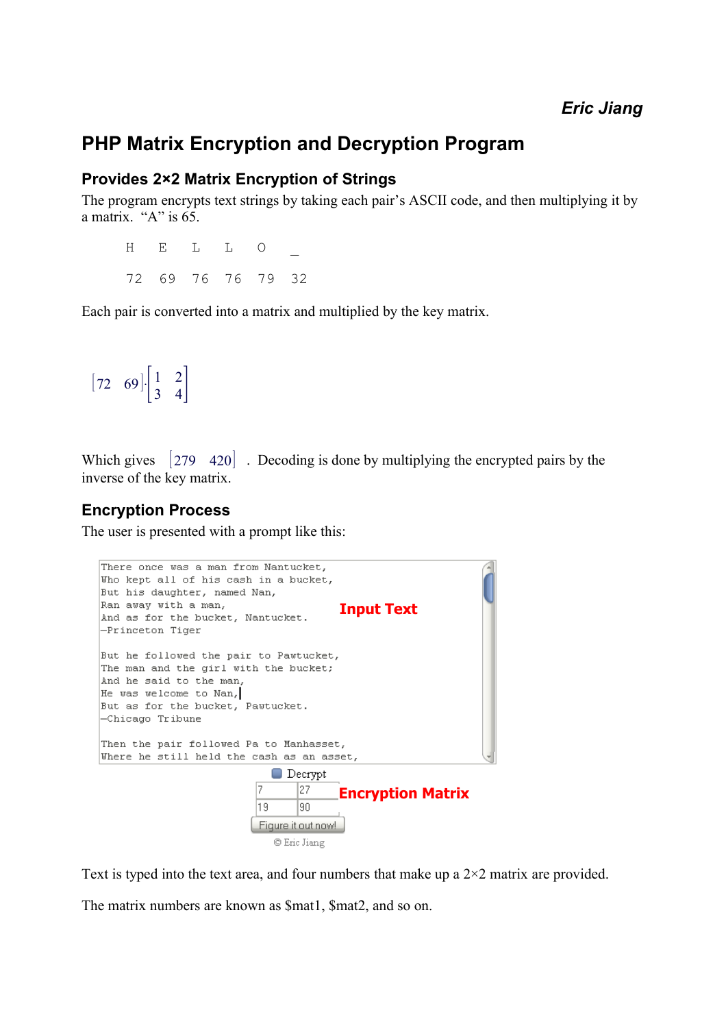***Eric Jiang***

# PHP Matrix Encryption and Decryption Program

## Provides 2×2 Matrix Encryption of Strings

The program encrypts text strings by taking each pair's ASCII code, and then multiplying it by a matrix. "A" is 65.

```
H   E   L   L   O   _

72  69  76  76  79  32
```

Each pair is converted into a matrix and multiplied by the key matrix.

$$\begin{bmatrix} 72 & 69 \end{bmatrix} \cdot \begin{bmatrix} 1 & 2 \\ 3 & 4 \end{bmatrix}$$

Which gives $\begin{bmatrix} 279 & 420 \end{bmatrix}$. Decoding is done by multiplying the encrypted pairs by the inverse of the key matrix.

## Encryption Process

The user is presented with a prompt like this:

```
There once was a man from Nantucket,
Who kept all of his cash in a bucket,
But his daughter, named Nan,
Ran away with a man,
And as for the bucket, Nantucket.
—Princeton Tiger

But he followed the pair to Pawtucket,
The man and the girl with the bucket;
And he said to the man,
He was welcome to Nan,
But as for the bucket, Pawtucket.
—Chicago Tribune

Then the pair followed Pa to Manhasset,
Where he still held the cash as an asset,
```

**Input Text**

Decrypt

| 7 | 27 |
|---|---|
| 19 | 90 |

**Encryption Matrix**

Figure it out now!

© Eric Jiang

Text is typed into the text area, and four numbers that make up a 2×2 matrix are provided.

The matrix numbers are known as $mat1, $mat2, and so on.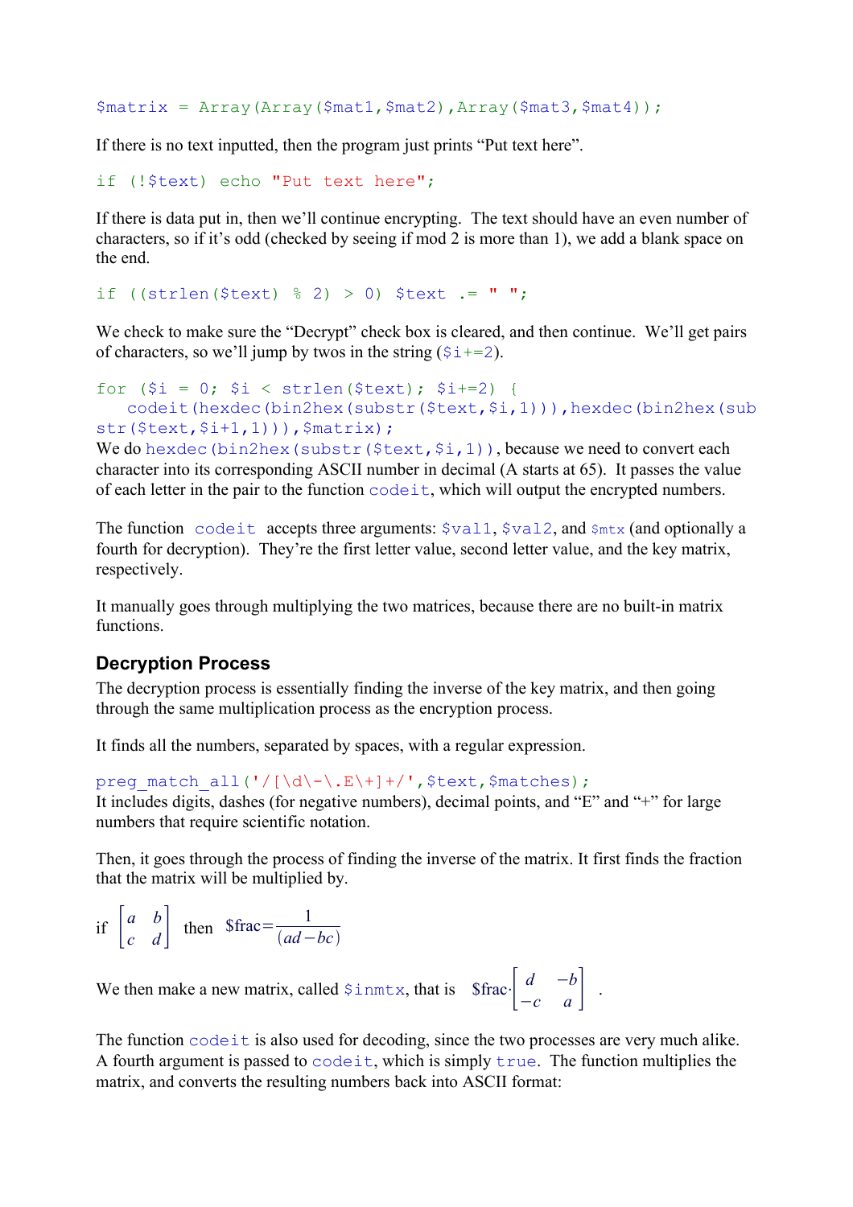```
$matrix = Array(Array($mat1,$mat2),Array($mat3,$mat4));
```

If there is no text inputted, then the program just prints “Put text here”.

```
if (!$text) echo "Put text here";
```

If there is data put in, then we’ll continue encrypting. The text should have an even number of characters, so if it’s odd (checked by seeing if mod 2 is more than 1), we add a blank space on the end.

```
if ((strlen($text) % 2) > 0) $text .= " ";
```

We check to make sure the “Decrypt” check box is cleared, and then continue. We’ll get pairs of characters, so we’ll jump by twos in the string (`$i+=2`).

```
for ($i = 0; $i < strlen($text); $i+=2) {
   codeit(hexdec(bin2hex(substr($text,$i,1))),hexdec(bin2hex(substr($text,$i+1,1))),$matrix);
```

We do `hexdec(bin2hex(substr($text,$i,1))`, because we need to convert each character into its corresponding ASCII number in decimal (A starts at 65). It passes the value of each letter in the pair to the function `codeit`, which will output the encrypted numbers.

The function `codeit` accepts three arguments: `$val1`, `$val2`, and `$mtx` (and optionally a fourth for decryption). They’re the first letter value, second letter value, and the key matrix, respectively.

It manually goes through multiplying the two matrices, because there are no built-in matrix functions.

## Decryption Process

The decryption process is essentially finding the inverse of the key matrix, and then going through the same multiplication process as the encryption process.

It finds all the numbers, separated by spaces, with a regular expression.

```
preg_match_all('/[\d\-\.E\+]+/',$text,$matches);
```

It includes digits, dashes (for negative numbers), decimal points, and “E” and “+” for large numbers that require scientific notation.

Then, it goes through the process of finding the inverse of the matrix. It first finds the fraction that the matrix will be multiplied by.

$$\text{if } \begin{bmatrix} a & b \\ c & d \end{bmatrix} \text{ then } \$\text{frac} = \frac{1}{(ad - bc)}$$

We then make a new matrix, called `$inmtx`, that is $\$\text{frac} \cdot \begin{bmatrix} d & -b \\ -c & a \end{bmatrix}$.

The function `codeit` is also used for decoding, since the two processes are very much alike. A fourth argument is passed to `codeit`, which is simply `true`. The function multiplies the matrix, and converts the resulting numbers back into ASCII format: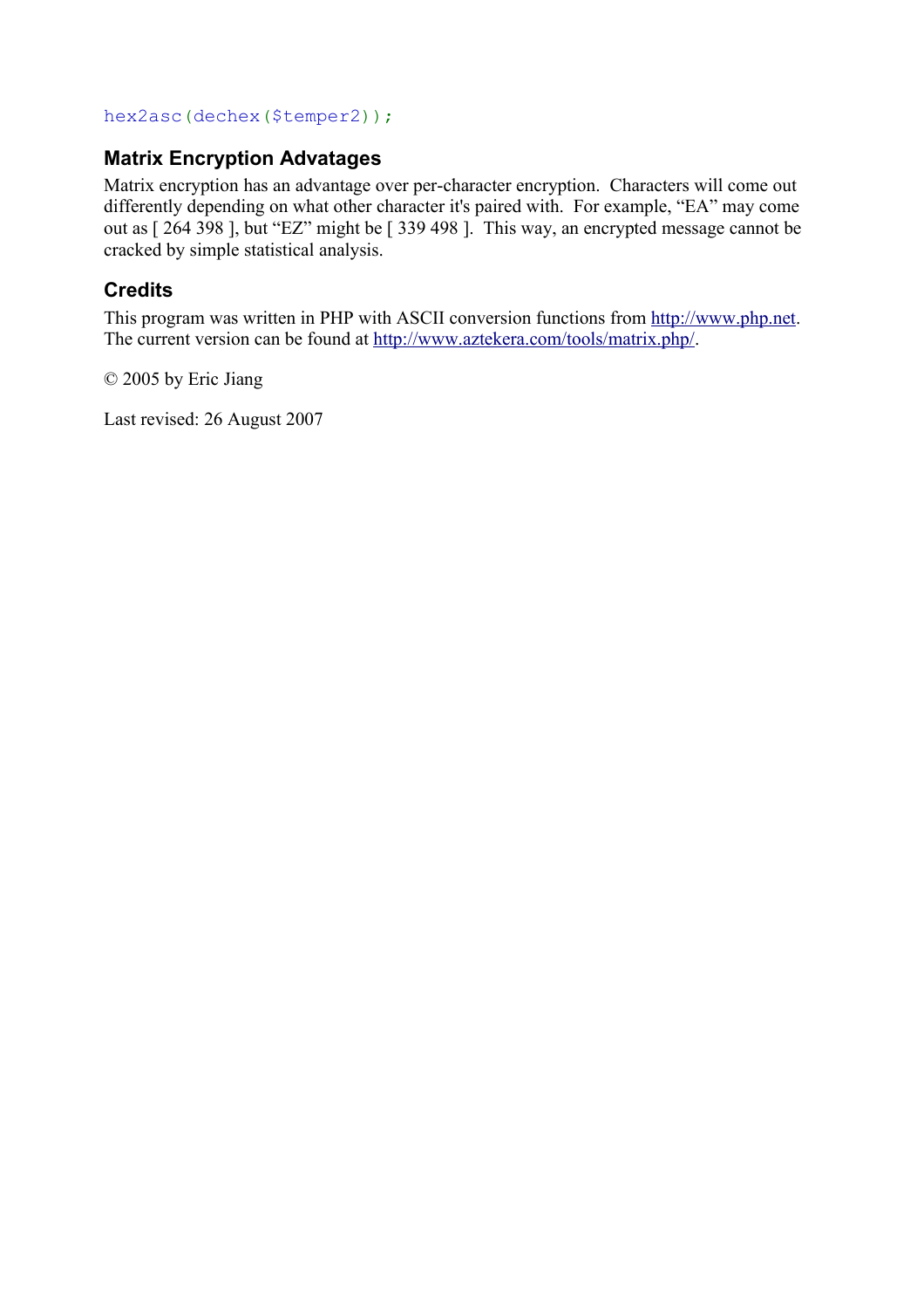```
hex2asc(dechex($temper2));
```

### Matrix Encryption Advatages

Matrix encryption has an advantage over per-character encryption. Characters will come out differently depending on what other character it's paired with. For example, "EA" may come out as [ 264 398 ], but "EZ" might be [ 339 498 ]. This way, an encrypted message cannot be cracked by simple statistical analysis.

### Credits

This program was written in PHP with ASCII conversion functions from [http://www.php.net](http://www.php.net). The current version can be found at [http://www.aztekera.com/tools/matrix.php/](http://www.aztekera.com/tools/matrix.php/).

© 2005 by Eric Jiang

Last revised: 26 August 2007